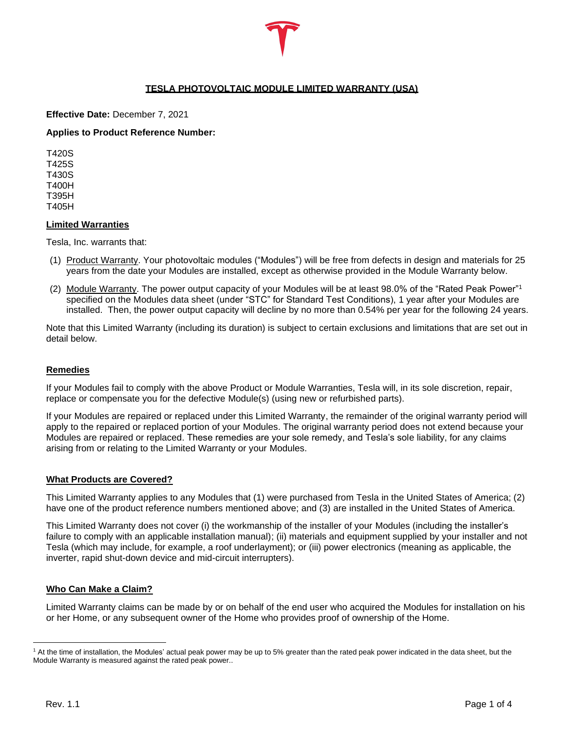# TESLA PHOTOVOLTAIC MODULE LIMITED WARRANTY (USA)

**Effective Date:** December 7, 2021

**Applies to Product Reference Number:**

T420S
T425S
T430S
T400H
T395H
T405H

## Limited Warranties

Tesla, Inc. warrants that:

(1) Product Warranty. Your photovoltaic modules ("Modules") will be free from defects in design and materials for 25 years from the date your Modules are installed, except as otherwise provided in the Module Warranty below.

(2) Module Warranty. The power output capacity of your Modules will be at least 98.0% of the "Rated Peak Power"[1] specified on the Modules data sheet (under "STC" for Standard Test Conditions), 1 year after your Modules are installed. Then, the power output capacity will decline by no more than 0.54% per year for the following 24 years.

Note that this Limited Warranty (including its duration) is subject to certain exclusions and limitations that are set out in detail below.

## Remedies

If your Modules fail to comply with the above Product or Module Warranties, Tesla will, in its sole discretion, repair, replace or compensate you for the defective Module(s) (using new or refurbished parts).

If your Modules are repaired or replaced under this Limited Warranty, the remainder of the original warranty period will apply to the repaired or replaced portion of your Modules. The original warranty period does not extend because your Modules are repaired or replaced. These remedies are your sole remedy, and Tesla's sole liability, for any claims arising from or relating to the Limited Warranty or your Modules.

## What Products are Covered?

This Limited Warranty applies to any Modules that (1) were purchased from Tesla in the United States of America; (2) have one of the product reference numbers mentioned above; and (3) are installed in the United States of America.

This Limited Warranty does not cover (i) the workmanship of the installer of your Modules (including the installer's failure to comply with an applicable installation manual); (ii) materials and equipment supplied by your installer and not Tesla (which may include, for example, a roof underlayment); or (iii) power electronics (meaning as applicable, the inverter, rapid shut-down device and mid-circuit interrupters).

## Who Can Make a Claim?

Limited Warranty claims can be made by or on behalf of the end user who acquired the Modules for installation on his or her Home, or any subsequent owner of the Home who provides proof of ownership of the Home.

---

[1] At the time of installation, the Modules' actual peak power may be up to 5% greater than the rated peak power indicated in the data sheet, but the Module Warranty is measured against the rated peak power..

Rev. 1.1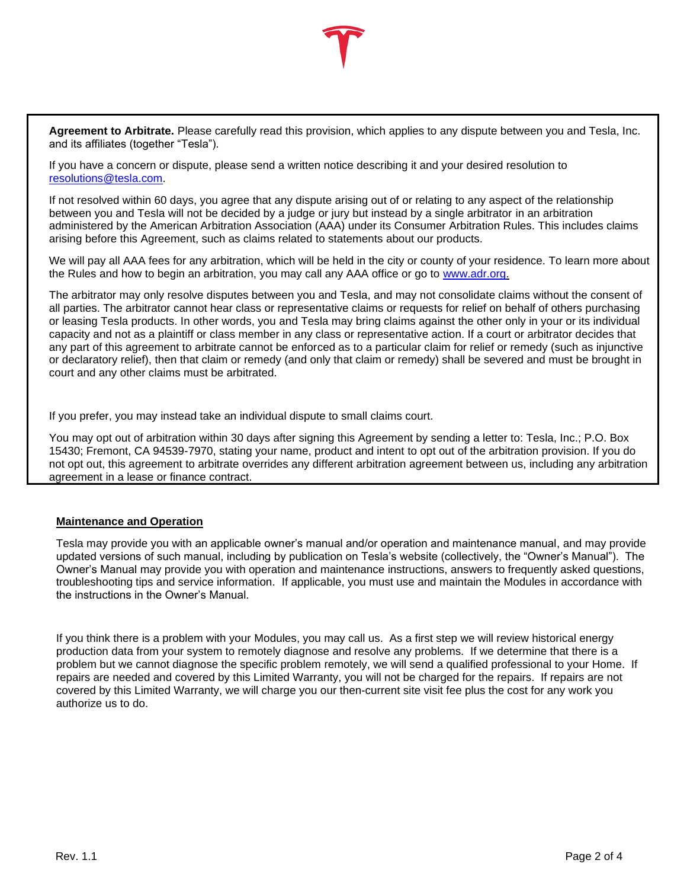**Agreement to Arbitrate.** Please carefully read this provision, which applies to any dispute between you and Tesla, Inc. and its affiliates (together "Tesla").

If you have a concern or dispute, please send a written notice describing it and your desired resolution to resolutions@tesla.com.

If not resolved within 60 days, you agree that any dispute arising out of or relating to any aspect of the relationship between you and Tesla will not be decided by a judge or jury but instead by a single arbitrator in an arbitration administered by the American Arbitration Association (AAA) under its Consumer Arbitration Rules. This includes claims arising before this Agreement, such as claims related to statements about our products.

We will pay all AAA fees for any arbitration, which will be held in the city or county of your residence. To learn more about the Rules and how to begin an arbitration, you may call any AAA office or go to www.adr.org.

The arbitrator may only resolve disputes between you and Tesla, and may not consolidate claims without the consent of all parties. The arbitrator cannot hear class or representative claims or requests for relief on behalf of others purchasing or leasing Tesla products. In other words, you and Tesla may bring claims against the other only in your or its individual capacity and not as a plaintiff or class member in any class or representative action. If a court or arbitrator decides that any part of this agreement to arbitrate cannot be enforced as to a particular claim for relief or remedy (such as injunctive or declaratory relief), then that claim or remedy (and only that claim or remedy) shall be severed and must be brought in court and any other claims must be arbitrated.

If you prefer, you may instead take an individual dispute to small claims court.

You may opt out of arbitration within 30 days after signing this Agreement by sending a letter to: Tesla, Inc.; P.O. Box 15430; Fremont, CA 94539-7970, stating your name, product and intent to opt out of the arbitration provision. If you do not opt out, this agreement to arbitrate overrides any different arbitration agreement between us, including any arbitration agreement in a lease or finance contract.

## Maintenance and Operation

Tesla may provide you with an applicable owner's manual and/or operation and maintenance manual, and may provide updated versions of such manual, including by publication on Tesla's website (collectively, the "Owner's Manual"). The Owner's Manual may provide you with operation and maintenance instructions, answers to frequently asked questions, troubleshooting tips and service information. If applicable, you must use and maintain the Modules in accordance with the instructions in the Owner's Manual.

If you think there is a problem with your Modules, you may call us. As a first step we will review historical energy production data from your system to remotely diagnose and resolve any problems. If we determine that there is a problem but we cannot diagnose the specific problem remotely, we will send a qualified professional to your Home. If repairs are needed and covered by this Limited Warranty, you will not be charged for the repairs. If repairs are not covered by this Limited Warranty, we will charge you our then-current site visit fee plus the cost for any work you authorize us to do.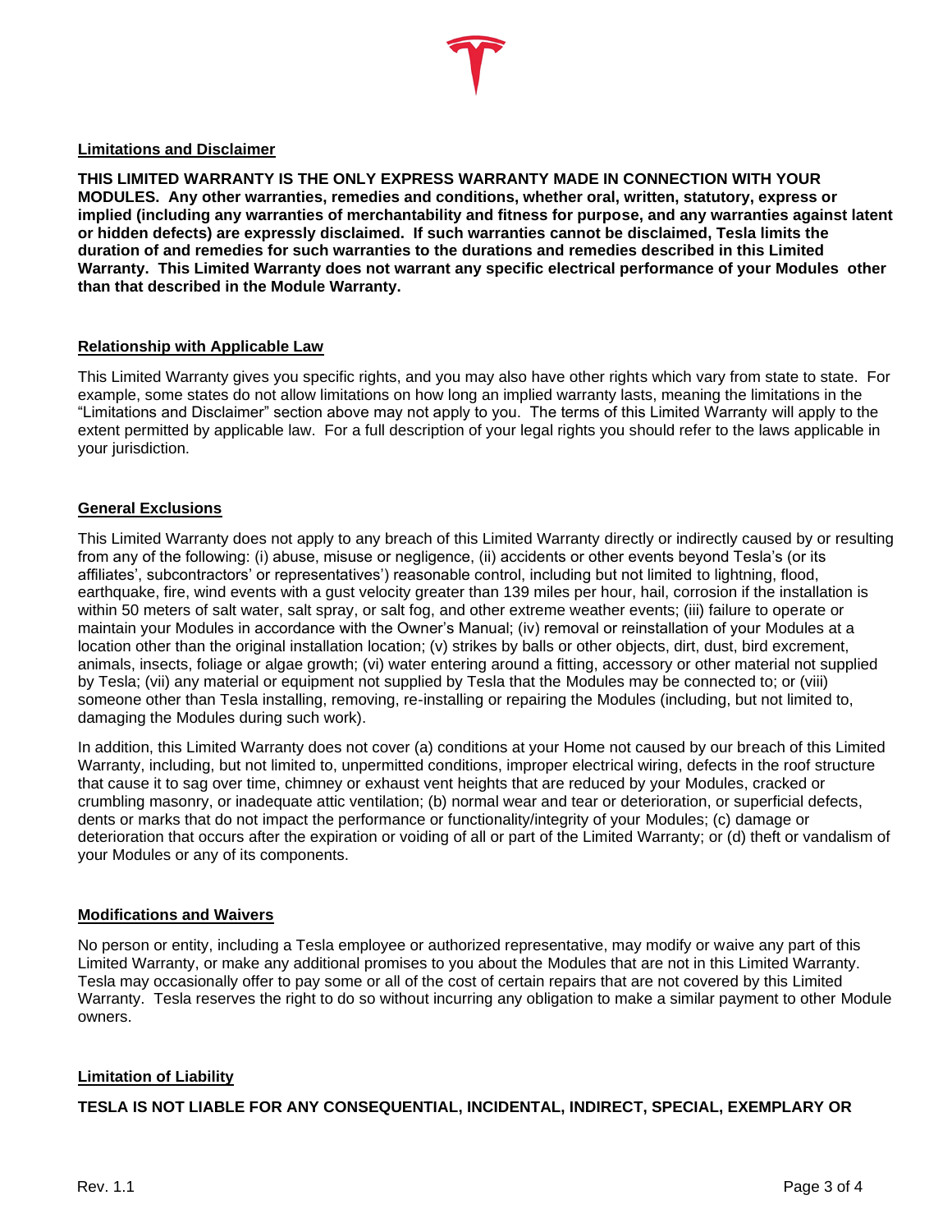**Limitations and Disclaimer**

**THIS LIMITED WARRANTY IS THE ONLY EXPRESS WARRANTY MADE IN CONNECTION WITH YOUR MODULES. Any other warranties, remedies and conditions, whether oral, written, statutory, express or implied (including any warranties of merchantability and fitness for purpose, and any warranties against latent or hidden defects) are expressly disclaimed. If such warranties cannot be disclaimed, Tesla limits the duration of and remedies for such warranties to the durations and remedies described in this Limited Warranty. This Limited Warranty does not warrant any specific electrical performance of your Modules other than that described in the Module Warranty.**

**Relationship with Applicable Law**

This Limited Warranty gives you specific rights, and you may also have other rights which vary from state to state. For example, some states do not allow limitations on how long an implied warranty lasts, meaning the limitations in the "Limitations and Disclaimer" section above may not apply to you. The terms of this Limited Warranty will apply to the extent permitted by applicable law. For a full description of your legal rights you should refer to the laws applicable in your jurisdiction.

**General Exclusions**

This Limited Warranty does not apply to any breach of this Limited Warranty directly or indirectly caused by or resulting from any of the following: (i) abuse, misuse or negligence, (ii) accidents or other events beyond Tesla's (or its affiliates', subcontractors' or representatives') reasonable control, including but not limited to lightning, flood, earthquake, fire, wind events with a gust velocity greater than 139 miles per hour, hail, corrosion if the installation is within 50 meters of salt water, salt spray, or salt fog, and other extreme weather events; (iii) failure to operate or maintain your Modules in accordance with the Owner's Manual; (iv) removal or reinstallation of your Modules at a location other than the original installation location; (v) strikes by balls or other objects, dirt, dust, bird excrement, animals, insects, foliage or algae growth; (vi) water entering around a fitting, accessory or other material not supplied by Tesla; (vii) any material or equipment not supplied by Tesla that the Modules may be connected to; or (viii) someone other than Tesla installing, removing, re-installing or repairing the Modules (including, but not limited to, damaging the Modules during such work).

In addition, this Limited Warranty does not cover (a) conditions at your Home not caused by our breach of this Limited Warranty, including, but not limited to, unpermitted conditions, improper electrical wiring, defects in the roof structure that cause it to sag over time, chimney or exhaust vent heights that are reduced by your Modules, cracked or crumbling masonry, or inadequate attic ventilation; (b) normal wear and tear or deterioration, or superficial defects, dents or marks that do not impact the performance or functionality/integrity of your Modules; (c) damage or deterioration that occurs after the expiration or voiding of all or part of the Limited Warranty; or (d) theft or vandalism of your Modules or any of its components.

**Modifications and Waivers**

No person or entity, including a Tesla employee or authorized representative, may modify or waive any part of this Limited Warranty, or make any additional promises to you about the Modules that are not in this Limited Warranty. Tesla may occasionally offer to pay some or all of the cost of certain repairs that are not covered by this Limited Warranty. Tesla reserves the right to do so without incurring any obligation to make a similar payment to other Module owners.

**Limitation of Liability**

**TESLA IS NOT LIABLE FOR ANY CONSEQUENTIAL, INCIDENTAL, INDIRECT, SPECIAL, EXEMPLARY OR**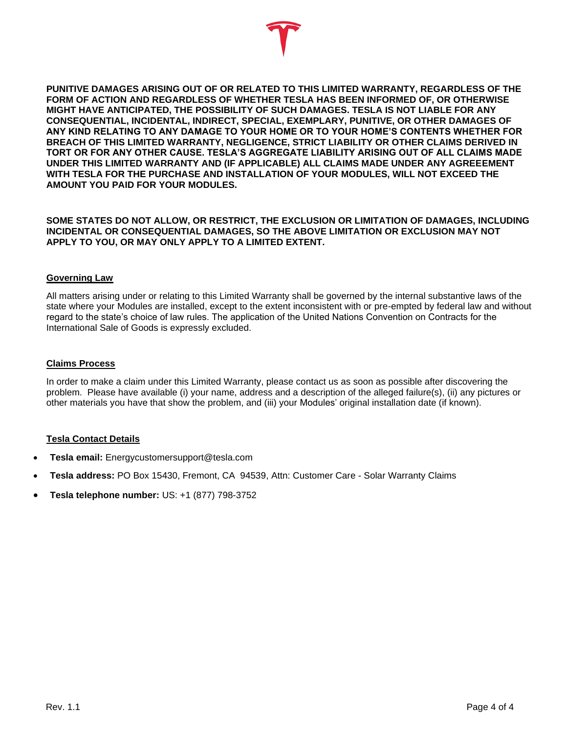**PUNITIVE DAMAGES ARISING OUT OF OR RELATED TO THIS LIMITED WARRANTY, REGARDLESS OF THE FORM OF ACTION AND REGARDLESS OF WHETHER TESLA HAS BEEN INFORMED OF, OR OTHERWISE MIGHT HAVE ANTICIPATED, THE POSSIBILITY OF SUCH DAMAGES. TESLA IS NOT LIABLE FOR ANY CONSEQUENTIAL, INCIDENTAL, INDIRECT, SPECIAL, EXEMPLARY, PUNITIVE, OR OTHER DAMAGES OF ANY KIND RELATING TO ANY DAMAGE TO YOUR HOME OR TO YOUR HOME'S CONTENTS WHETHER FOR BREACH OF THIS LIMITED WARRANTY, NEGLIGENCE, STRICT LIABILITY OR OTHER CLAIMS DERIVED IN TORT OR FOR ANY OTHER CAUSE. TESLA'S AGGREGATE LIABILITY ARISING OUT OF ALL CLAIMS MADE UNDER THIS LIMITED WARRANTY AND (IF APPLICABLE) ALL CLAIMS MADE UNDER ANY AGREEEMENT WITH TESLA FOR THE PURCHASE AND INSTALLATION OF YOUR MODULES, WILL NOT EXCEED THE AMOUNT YOU PAID FOR YOUR MODULES.**

**SOME STATES DO NOT ALLOW, OR RESTRICT, THE EXCLUSION OR LIMITATION OF DAMAGES, INCLUDING INCIDENTAL OR CONSEQUENTIAL DAMAGES, SO THE ABOVE LIMITATION OR EXCLUSION MAY NOT APPLY TO YOU, OR MAY ONLY APPLY TO A LIMITED EXTENT.**

## Governing Law

All matters arising under or relating to this Limited Warranty shall be governed by the internal substantive laws of the state where your Modules are installed, except to the extent inconsistent with or pre-empted by federal law and without regard to the state's choice of law rules. The application of the United Nations Convention on Contracts for the International Sale of Goods is expressly excluded.

## Claims Process

In order to make a claim under this Limited Warranty, please contact us as soon as possible after discovering the problem. Please have available (i) your name, address and a description of the alleged failure(s), (ii) any pictures or other materials you have that show the problem, and (iii) your Modules' original installation date (if known).

## Tesla Contact Details

- **Tesla email:** Energycustomersupport@tesla.com
- **Tesla address:** PO Box 15430, Fremont, CA 94539, Attn: Customer Care - Solar Warranty Claims
- **Tesla telephone number:** US: +1 (877) 798-3752

Rev. 1.1